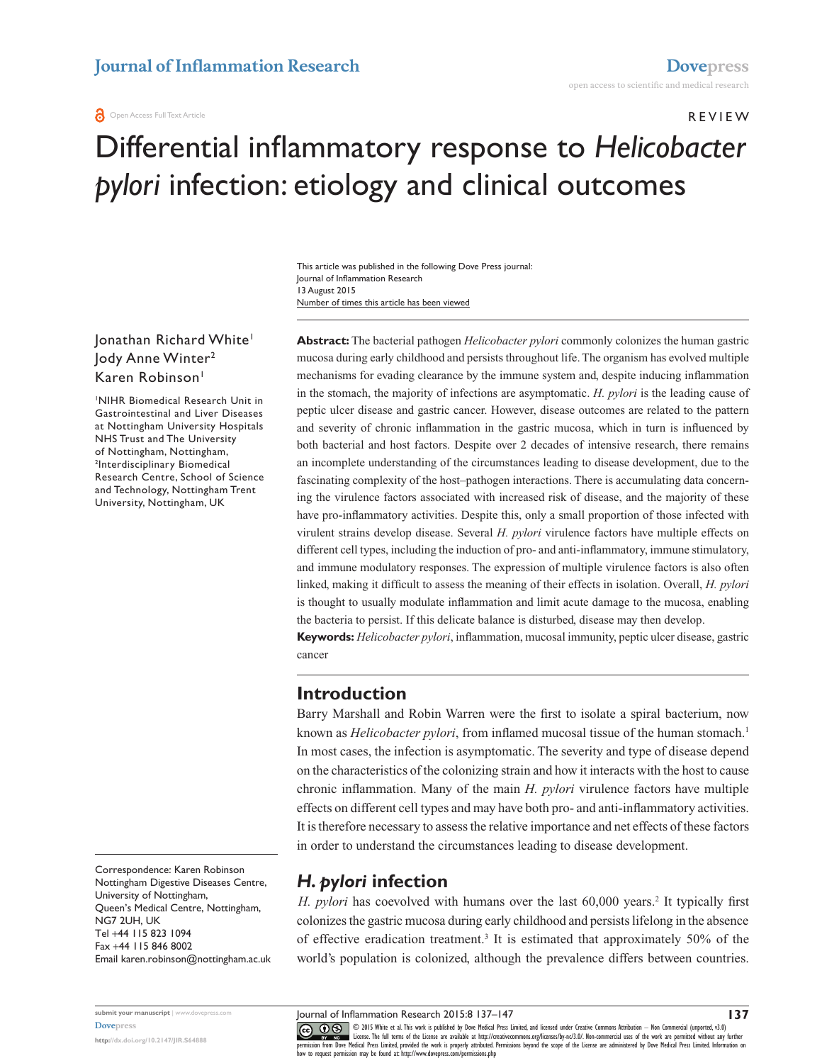REVIEW

# Differential inflammatory response to *Helicobacter pylori* infection: etiology and clinical outcomes

This article was published in the following Dove Press journal:
Journal of Inflammation Research
13 August 2015
Number of times this article has been viewed

Jonathan Richard White[1]
Jody Anne Winter[2]
Karen Robinson[1]

[1]NIHR Biomedical Research Unit in Gastrointestinal and Liver Diseases at Nottingham University Hospitals NHS Trust and The University of Nottingham, Nottingham, [2]Interdisciplinary Biomedical Research Centre, School of Science and Technology, Nottingham Trent University, Nottingham, UK

**Abstract:** The bacterial pathogen *Helicobacter pylori* commonly colonizes the human gastric mucosa during early childhood and persists throughout life. The organism has evolved multiple mechanisms for evading clearance by the immune system and, despite inducing inflammation in the stomach, the majority of infections are asymptomatic. *H. pylori* is the leading cause of peptic ulcer disease and gastric cancer. However, disease outcomes are related to the pattern and severity of chronic inflammation in the gastric mucosa, which in turn is influenced by both bacterial and host factors. Despite over 2 decades of intensive research, there remains an incomplete understanding of the circumstances leading to disease development, due to the fascinating complexity of the host–pathogen interactions. There is accumulating data concerning the virulence factors associated with increased risk of disease, and the majority of these have pro-inflammatory activities. Despite this, only a small proportion of those infected with virulent strains develop disease. Several *H. pylori* virulence factors have multiple effects on different cell types, including the induction of pro- and anti-inflammatory, immune stimulatory, and immune modulatory responses. The expression of multiple virulence factors is also often linked, making it difficult to assess the meaning of their effects in isolation. Overall, *H. pylori* is thought to usually modulate inflammation and limit acute damage to the mucosa, enabling the bacteria to persist. If this delicate balance is disturbed, disease may then develop.

**Keywords:** *Helicobacter pylori*, inflammation, mucosal immunity, peptic ulcer disease, gastric cancer

## Introduction

Barry Marshall and Robin Warren were the first to isolate a spiral bacterium, now known as *Helicobacter pylori*, from inflamed mucosal tissue of the human stomach.[1] In most cases, the infection is asymptomatic. The severity and type of disease depend on the characteristics of the colonizing strain and how it interacts with the host to cause chronic inflammation. Many of the main *H. pylori* virulence factors have multiple effects on different cell types and may have both pro- and anti-inflammatory activities. It is therefore necessary to assess the relative importance and net effects of these factors in order to understand the circumstances leading to disease development.

## *H. pylori* infection

*H. pylori* has coevolved with humans over the last 60,000 years.[2] It typically first colonizes the gastric mucosa during early childhood and persists lifelong in the absence of effective eradication treatment.[3] It is estimated that approximately 50% of the world's population is colonized, although the prevalence differs between countries.

Correspondence: Karen Robinson
Nottingham Digestive Diseases Centre, University of Nottingham,
Queen's Medical Centre, Nottingham, NG7 2UH, UK
Tel +44 115 823 1094
Fax +44 115 846 8002
Email karen.robinson@nottingham.ac.uk

© 2015 White et al. This work is published by Dove Medical Press Limited, and licensed under Creative Commons Attribution – Non Commercial (unported, v3.0) License. The full terms of the License are available at http://creativecommons.org/licenses/by-nc/3.0/. Non-commercial uses of the work are permitted without any further permission from Dove Medical Press Limited, provided the work is properly attributed. Permissions beyond the scope of the License are administered by Dove Medical Press Limited. Information on how to request permission may be found at: http://www.dovepress.com/permissions.php

http://dx.doi.org/10.2147/JIR.S64888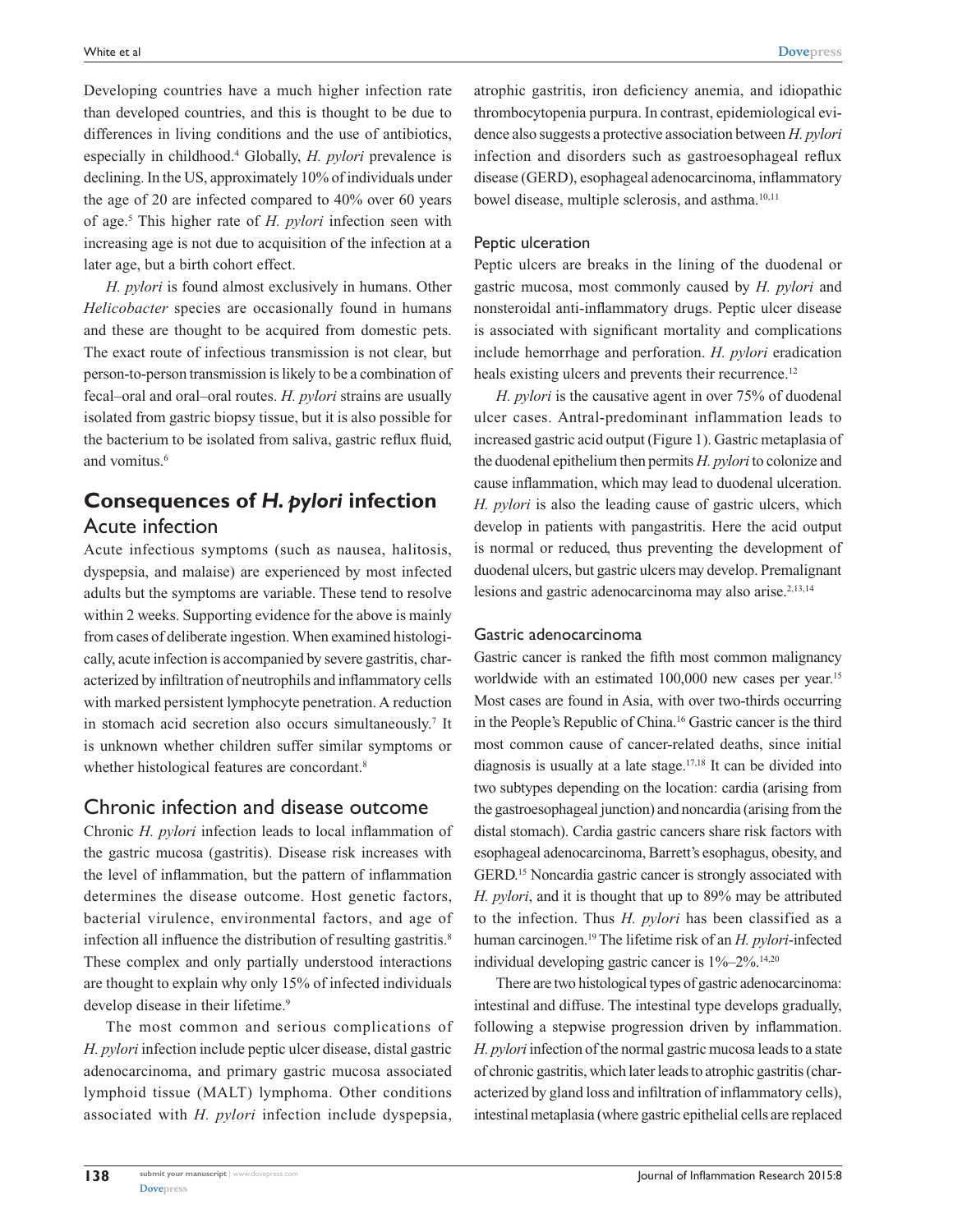Developing countries have a much higher infection rate than developed countries, and this is thought to be due to differences in living conditions and the use of antibiotics, especially in childhood.[4] Globally, *H. pylori* prevalence is declining. In the US, approximately 10% of individuals under the age of 20 are infected compared to 40% over 60 years of age.[5] This higher rate of *H. pylori* infection seen with increasing age is not due to acquisition of the infection at a later age, but a birth cohort effect.

*H. pylori* is found almost exclusively in humans. Other *Helicobacter* species are occasionally found in humans and these are thought to be acquired from domestic pets. The exact route of infectious transmission is not clear, but person-to-person transmission is likely to be a combination of fecal–oral and oral–oral routes. *H. pylori* strains are usually isolated from gastric biopsy tissue, but it is also possible for the bacterium to be isolated from saliva, gastric reflux fluid, and vomitus.[6]

## Consequences of *H. pylori* infection

### Acute infection

Acute infectious symptoms (such as nausea, halitosis, dyspepsia, and malaise) are experienced by most infected adults but the symptoms are variable. These tend to resolve within 2 weeks. Supporting evidence for the above is mainly from cases of deliberate ingestion. When examined histologically, acute infection is accompanied by severe gastritis, characterized by infiltration of neutrophils and inflammatory cells with marked persistent lymphocyte penetration. A reduction in stomach acid secretion also occurs simultaneously.[7] It is unknown whether children suffer similar symptoms or whether histological features are concordant.[8]

### Chronic infection and disease outcome

Chronic *H. pylori* infection leads to local inflammation of the gastric mucosa (gastritis). Disease risk increases with the level of inflammation, but the pattern of inflammation determines the disease outcome. Host genetic factors, bacterial virulence, environmental factors, and age of infection all influence the distribution of resulting gastritis.[8] These complex and only partially understood interactions are thought to explain why only 15% of infected individuals develop disease in their lifetime.[9]

The most common and serious complications of *H. pylori* infection include peptic ulcer disease, distal gastric adenocarcinoma, and primary gastric mucosa associated lymphoid tissue (MALT) lymphoma. Other conditions associated with *H. pylori* infection include dyspepsia, atrophic gastritis, iron deficiency anemia, and idiopathic thrombocytopenia purpura. In contrast, epidemiological evidence also suggests a protective association between *H. pylori* infection and disorders such as gastroesophageal reflux disease (GERD), esophageal adenocarcinoma, inflammatory bowel disease, multiple sclerosis, and asthma.[10,11]

#### Peptic ulceration

Peptic ulcers are breaks in the lining of the duodenal or gastric mucosa, most commonly caused by *H. pylori* and nonsteroidal anti-inflammatory drugs. Peptic ulcer disease is associated with significant mortality and complications include hemorrhage and perforation. *H. pylori* eradication heals existing ulcers and prevents their recurrence.[12]

*H. pylori* is the causative agent in over 75% of duodenal ulcer cases. Antral-predominant inflammation leads to increased gastric acid output (Figure 1). Gastric metaplasia of the duodenal epithelium then permits *H. pylori* to colonize and cause inflammation, which may lead to duodenal ulceration. *H. pylori* is also the leading cause of gastric ulcers, which develop in patients with pangastritis. Here the acid output is normal or reduced, thus preventing the development of duodenal ulcers, but gastric ulcers may develop. Premalignant lesions and gastric adenocarcinoma may also arise.[2,13,14]

#### Gastric adenocarcinoma

Gastric cancer is ranked the fifth most common malignancy worldwide with an estimated 100,000 new cases per year.[15] Most cases are found in Asia, with over two-thirds occurring in the People's Republic of China.[16] Gastric cancer is the third most common cause of cancer-related deaths, since initial diagnosis is usually at a late stage.[17,18] It can be divided into two subtypes depending on the location: cardia (arising from the gastroesophageal junction) and noncardia (arising from the distal stomach). Cardia gastric cancers share risk factors with esophageal adenocarcinoma, Barrett's esophagus, obesity, and GERD.[15] Noncardia gastric cancer is strongly associated with *H. pylori*, and it is thought that up to 89% may be attributed to the infection. Thus *H. pylori* has been classified as a human carcinogen.[19] The lifetime risk of an *H. pylori*-infected individual developing gastric cancer is 1%–2%.[14,20]

There are two histological types of gastric adenocarcinoma: intestinal and diffuse. The intestinal type develops gradually, following a stepwise progression driven by inflammation. *H. pylori* infection of the normal gastric mucosa leads to a state of chronic gastritis, which later leads to atrophic gastritis (characterized by gland loss and infiltration of inflammatory cells), intestinal metaplasia (where gastric epithelial cells are replaced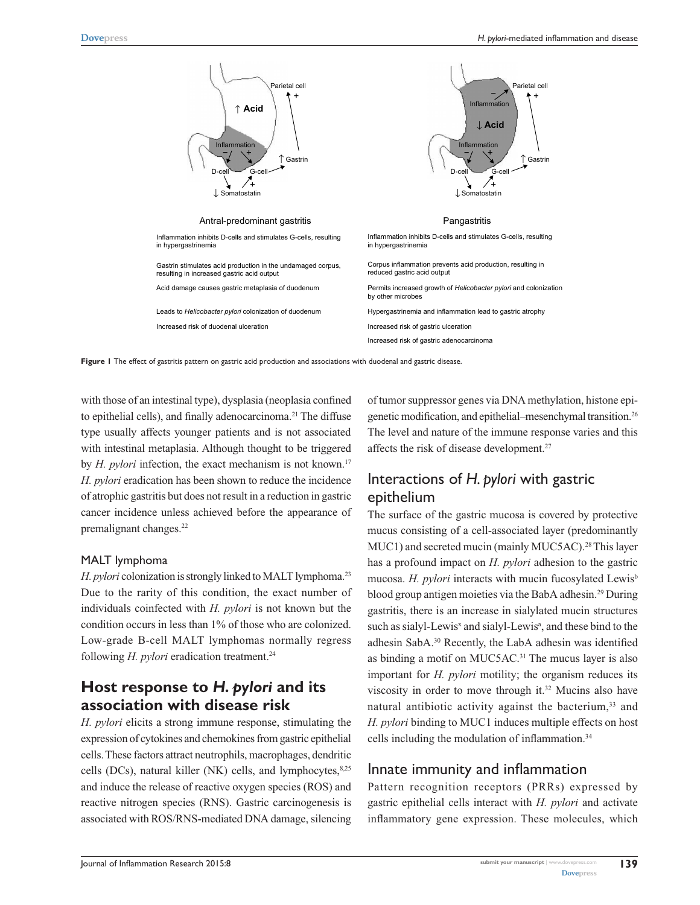Antral-predominant gastritis

Inflammation inhibits D-cells and stimulates G-cells, resulting in hypergastrinemia

Gastrin stimulates acid production in the undamaged corpus, resulting in increased gastric acid output

Acid damage causes gastric metaplasia of duodenum

Leads to *Helicobacter pylori* colonization of duodenum

Increased risk of duodenal ulceration

Pangastritis

Inflammation inhibits D-cells and stimulates G-cells, resulting in hypergastrinemia

Corpus inflammation prevents acid production, resulting in reduced gastric acid output

Permits increased growth of *Helicobacter pylori* and colonization by other microbes

Hypergastrinemia and inflammation lead to gastric atrophy

Increased risk of gastric ulceration

Increased risk of gastric adenocarcinoma

**Figure 1** The effect of gastritis pattern on gastric acid production and associations with duodenal and gastric disease.

with those of an intestinal type), dysplasia (neoplasia confined to epithelial cells), and finally adenocarcinoma.[21] The diffuse type usually affects younger patients and is not associated with intestinal metaplasia. Although thought to be triggered by *H. pylori* infection, the exact mechanism is not known.[17] *H. pylori* eradication has been shown to reduce the incidence of atrophic gastritis but does not result in a reduction in gastric cancer incidence unless achieved before the appearance of premalignant changes.[22]

### MALT lymphoma

*H. pylori* colonization is strongly linked to MALT lymphoma.[23] Due to the rarity of this condition, the exact number of individuals coinfected with *H. pylori* is not known but the condition occurs in less than 1% of those who are colonized. Low-grade B-cell MALT lymphomas normally regress following *H. pylori* eradication treatment.[24]

## Host response to *H. pylori* and its association with disease risk

*H. pylori* elicits a strong immune response, stimulating the expression of cytokines and chemokines from gastric epithelial cells. These factors attract neutrophils, macrophages, dendritic cells (DCs), natural killer (NK) cells, and lymphocytes,[8,25] and induce the release of reactive oxygen species (ROS) and reactive nitrogen species (RNS). Gastric carcinogenesis is associated with ROS/RNS-mediated DNA damage, silencing of tumor suppressor genes via DNA methylation, histone epigenetic modification, and epithelial–mesenchymal transition.[26] The level and nature of the immune response varies and this affects the risk of disease development.[27]

### Interactions of *H. pylori* with gastric epithelium

The surface of the gastric mucosa is covered by protective mucus consisting of a cell-associated layer (predominantly MUC1) and secreted mucin (mainly MUC5AC).[28] This layer has a profound impact on *H. pylori* adhesion to the gastric mucosa. *H. pylori* interacts with mucin fucosylated Lewis[b] blood group antigen moieties via the BabA adhesin.[29] During gastritis, there is an increase in sialylated mucin structures such as sialyl-Lewis[x] and sialyl-Lewis[a], and these bind to the adhesin SabA.[30] Recently, the LabA adhesin was identified as binding a motif on MUC5AC.[31] The mucus layer is also important for *H. pylori* motility; the organism reduces its viscosity in order to move through it.[32] Mucins also have natural antibiotic activity against the bacterium,[33] and *H. pylori* binding to MUC1 induces multiple effects on host cells including the modulation of inflammation.[34]

### Innate immunity and inflammation

Pattern recognition receptors (PRRs) expressed by gastric epithelial cells interact with *H. pylori* and activate inflammatory gene expression. These molecules, which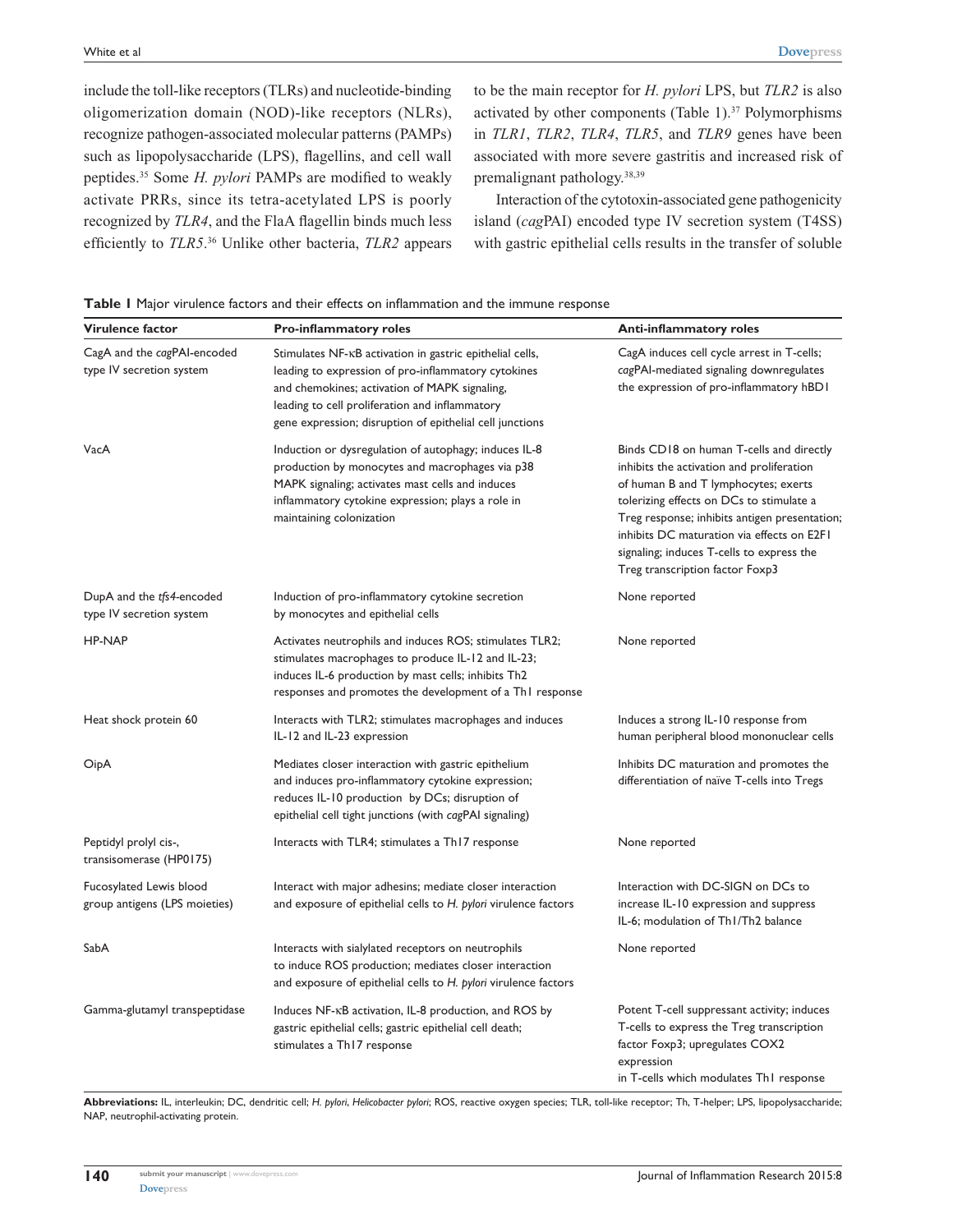include the toll-like receptors (TLRs) and nucleotide-binding oligomerization domain (NOD)-like receptors (NLRs), recognize pathogen-associated molecular patterns (PAMPs) such as lipopolysaccharide (LPS), flagellins, and cell wall peptides.[35] Some *H. pylori* PAMPs are modified to weakly activate PRRs, since its tetra-acetylated LPS is poorly recognized by *TLR4*, and the FlaA flagellin binds much less efficiently to *TLR5*.[36] Unlike other bacteria, *TLR2* appears to be the main receptor for *H. pylori* LPS, but *TLR2* is also activated by other components (Table 1).[37] Polymorphisms in *TLR1*, *TLR2*, *TLR4*, *TLR5*, and *TLR9* genes have been associated with more severe gastritis and increased risk of premalignant pathology.[38,39]

Interaction of the cytotoxin-associated gene pathogenicity island (*cag*PAI) encoded type IV secretion system (T4SS) with gastric epithelial cells results in the transfer of soluble

**Table 1** Major virulence factors and their effects on inflammation and the immune response

| Virulence factor | Pro-inflammatory roles | Anti-inflammatory roles |
|---|---|---|
| CagA and the *cag*PAI-encoded type IV secretion system | Stimulates NF-κB activation in gastric epithelial cells, leading to expression of pro-inflammatory cytokines and chemokines; activation of MAPK signaling, leading to cell proliferation and inflammatory gene expression; disruption of epithelial cell junctions | CagA induces cell cycle arrest in T-cells; *cag*PAI-mediated signaling downregulates the expression of pro-inflammatory hBD1 |
| VacA | Induction or dysregulation of autophagy; induces IL-8 production by monocytes and macrophages via p38 MAPK signaling; activates mast cells and induces inflammatory cytokine expression; plays a role in maintaining colonization | Binds CD18 on human T-cells and directly inhibits the activation and proliferation of human B and T lymphocytes; exerts tolerizing effects on DCs to stimulate a Treg response; inhibits antigen presentation; inhibits DC maturation via effects on E2F1 signaling; induces T-cells to express the Treg transcription factor Foxp3 |
| DupA and the *tfs4*-encoded type IV secretion system | Induction of pro-inflammatory cytokine secretion by monocytes and epithelial cells | None reported |
| HP-NAP | Activates neutrophils and induces ROS; stimulates TLR2; stimulates macrophages to produce IL-12 and IL-23; induces IL-6 production by mast cells; inhibits Th2 responses and promotes the development of a Th1 response | None reported |
| Heat shock protein 60 | Interacts with TLR2; stimulates macrophages and induces IL-12 and IL-23 expression | Induces a strong IL-10 response from human peripheral blood mononuclear cells |
| OipA | Mediates closer interaction with gastric epithelium and induces pro-inflammatory cytokine expression; reduces IL-10 production by DCs; disruption of epithelial cell tight junctions (with *cag*PAI signaling) | Inhibits DC maturation and promotes the differentiation of naïve T-cells into Tregs |
| Peptidyl prolyl cis-, transisomerase (HP0175) | Interacts with TLR4; stimulates a Th17 response | None reported |
| Fucosylated Lewis blood group antigens (LPS moieties) | Interact with major adhesins; mediate closer interaction and exposure of epithelial cells to *H. pylori* virulence factors | Interaction with DC-SIGN on DCs to increase IL-10 expression and suppress IL-6; modulation of Th1/Th2 balance |
| SabA | Interacts with sialylated receptors on neutrophils to induce ROS production; mediates closer interaction and exposure of epithelial cells to *H. pylori* virulence factors | None reported |
| Gamma-glutamyl transpeptidase | Induces NF-κB activation, IL-8 production, and ROS by gastric epithelial cells; gastric epithelial cell death; stimulates a Th17 response | Potent T-cell suppressant activity; induces T-cells to express the Treg transcription factor Foxp3; upregulates COX2 expression in T-cells which modulates Th1 response |

**Abbreviations:** IL, interleukin; DC, dendritic cell; *H. pylori*, *Helicobacter pylori*; ROS, reactive oxygen species; TLR, toll-like receptor; Th, T-helper; LPS, lipopolysaccharide; NAP, neutrophil-activating protein.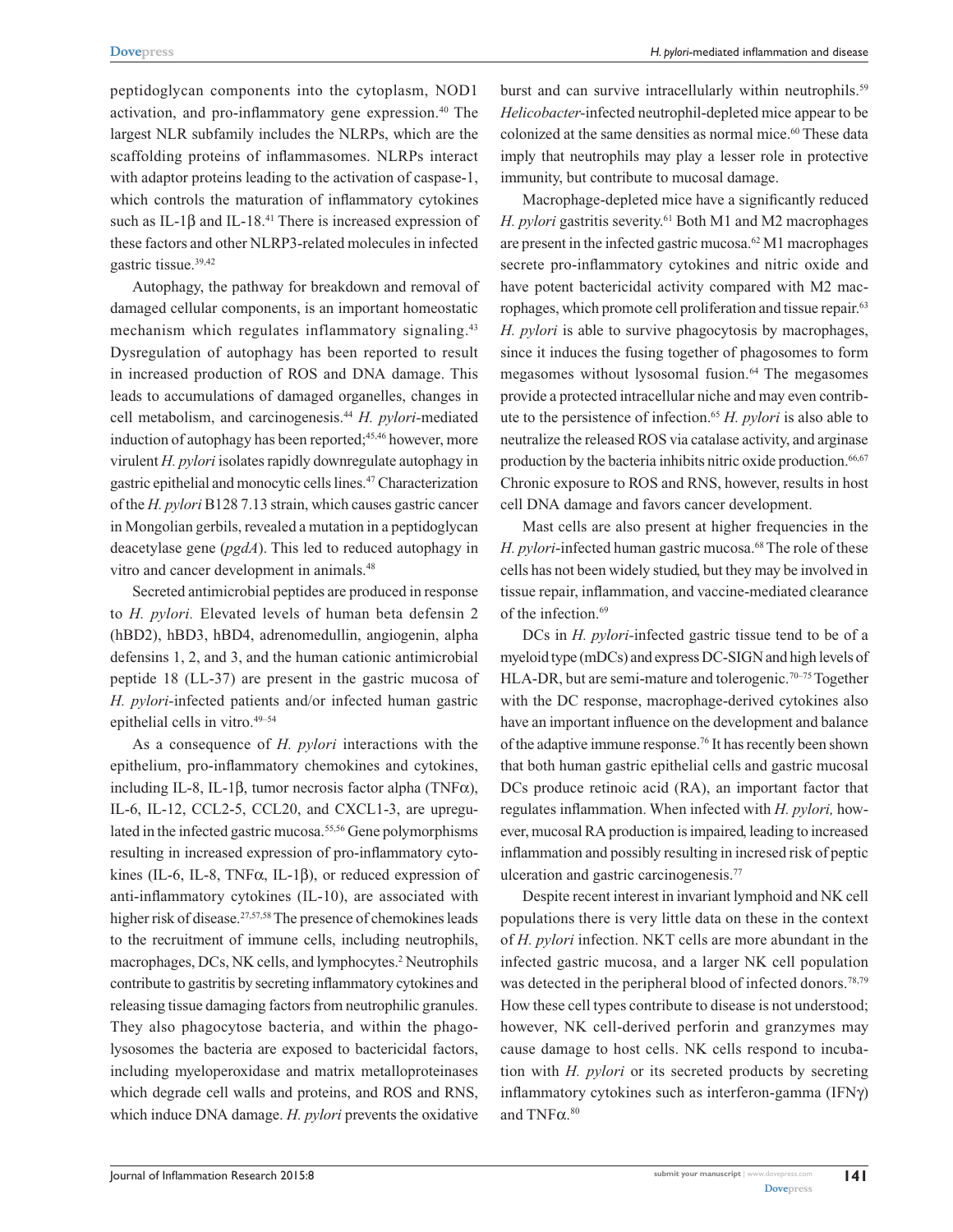peptidoglycan components into the cytoplasm, NOD1 activation, and pro-inflammatory gene expression.[40] The largest NLR subfamily includes the NLRPs, which are the scaffolding proteins of inflammasomes. NLRPs interact with adaptor proteins leading to the activation of caspase-1, which controls the maturation of inflammatory cytokines such as IL-1β and IL-18.[41] There is increased expression of these factors and other NLRP3-related molecules in infected gastric tissue.[39,42]

Autophagy, the pathway for breakdown and removal of damaged cellular components, is an important homeostatic mechanism which regulates inflammatory signaling.[43] Dysregulation of autophagy has been reported to result in increased production of ROS and DNA damage. This leads to accumulations of damaged organelles, changes in cell metabolism, and carcinogenesis.[44] *H. pylori*-mediated induction of autophagy has been reported;[45,46] however, more virulent *H. pylori* isolates rapidly downregulate autophagy in gastric epithelial and monocytic cells lines.[47] Characterization of the *H. pylori* B128 7.13 strain, which causes gastric cancer in Mongolian gerbils, revealed a mutation in a peptidoglycan deacetylase gene (*pgdA*). This led to reduced autophagy in vitro and cancer development in animals.[48]

Secreted antimicrobial peptides are produced in response to *H. pylori.* Elevated levels of human beta defensin 2 (hBD2), hBD3, hBD4, adrenomedullin, angiogenin, alpha defensins 1, 2, and 3, and the human cationic antimicrobial peptide 18 (LL-37) are present in the gastric mucosa of *H. pylori*-infected patients and/or infected human gastric epithelial cells in vitro.[49–54]

As a consequence of *H. pylori* interactions with the epithelium, pro-inflammatory chemokines and cytokines, including IL-8, IL-1β, tumor necrosis factor alpha (TNFα), IL-6, IL-12, CCL2-5, CCL20, and CXCL1-3, are upregulated in the infected gastric mucosa.[55,56] Gene polymorphisms resulting in increased expression of pro-inflammatory cytokines (IL-6, IL-8, TNFα, IL-1β), or reduced expression of anti-inflammatory cytokines (IL-10), are associated with higher risk of disease.[27,57,58] The presence of chemokines leads to the recruitment of immune cells, including neutrophils, macrophages, DCs, NK cells, and lymphocytes.[2] Neutrophils contribute to gastritis by secreting inflammatory cytokines and releasing tissue damaging factors from neutrophilic granules. They also phagocytose bacteria, and within the phagolysosomes the bacteria are exposed to bactericidal factors, including myeloperoxidase and matrix metalloproteinases which degrade cell walls and proteins, and ROS and RNS, which induce DNA damage. *H. pylori* prevents the oxidative burst and can survive intracellularly within neutrophils.[59] *Helicobacter*-infected neutrophil-depleted mice appear to be colonized at the same densities as normal mice.[60] These data imply that neutrophils may play a lesser role in protective immunity, but contribute to mucosal damage.

Macrophage-depleted mice have a significantly reduced *H. pylori* gastritis severity.[61] Both M1 and M2 macrophages are present in the infected gastric mucosa.[62] M1 macrophages secrete pro-inflammatory cytokines and nitric oxide and have potent bactericidal activity compared with M2 macrophages, which promote cell proliferation and tissue repair.[63] *H. pylori* is able to survive phagocytosis by macrophages, since it induces the fusing together of phagosomes to form megasomes without lysosomal fusion.[64] The megasomes provide a protected intracellular niche and may even contribute to the persistence of infection.[65] *H. pylori* is also able to neutralize the released ROS via catalase activity, and arginase production by the bacteria inhibits nitric oxide production.[66,67] Chronic exposure to ROS and RNS, however, results in host cell DNA damage and favors cancer development.

Mast cells are also present at higher frequencies in the *H. pylori*-infected human gastric mucosa.[68] The role of these cells has not been widely studied, but they may be involved in tissue repair, inflammation, and vaccine-mediated clearance of the infection.[69]

DCs in *H. pylori*-infected gastric tissue tend to be of a myeloid type (mDCs) and express DC-SIGN and high levels of HLA-DR, but are semi-mature and tolerogenic.[70–75] Together with the DC response, macrophage-derived cytokines also have an important influence on the development and balance of the adaptive immune response.[76] It has recently been shown that both human gastric epithelial cells and gastric mucosal DCs produce retinoic acid (RA), an important factor that regulates inflammation. When infected with *H. pylori,* however, mucosal RA production is impaired, leading to increased inflammation and possibly resulting in incresed risk of peptic ulceration and gastric carcinogenesis.[77]

Despite recent interest in invariant lymphoid and NK cell populations there is very little data on these in the context of *H. pylori* infection. NKT cells are more abundant in the infected gastric mucosa, and a larger NK cell population was detected in the peripheral blood of infected donors.[78,79] How these cell types contribute to disease is not understood; however, NK cell-derived perforin and granzymes may cause damage to host cells. NK cells respond to incubation with *H. pylori* or its secreted products by secreting inflammatory cytokines such as interferon-gamma (IFNγ) and TNFα.[80]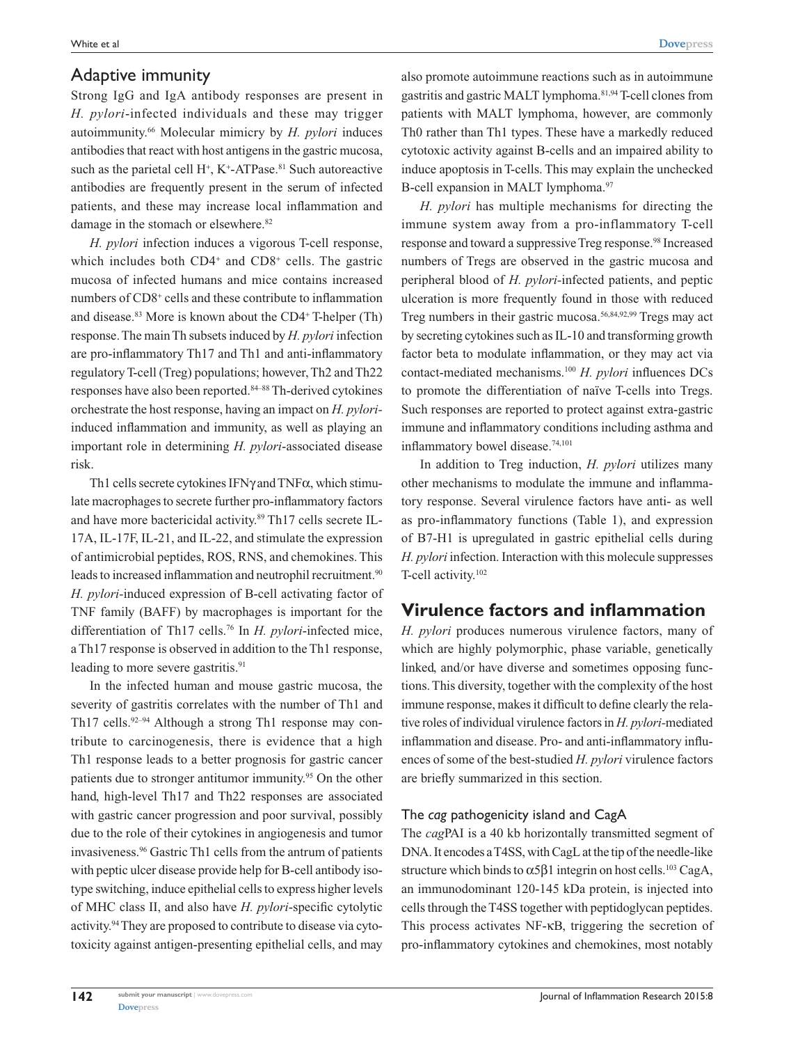## Adaptive immunity

Strong IgG and IgA antibody responses are present in *H. pylori*-infected individuals and these may trigger autoimmunity.[66] Molecular mimicry by *H. pylori* induces antibodies that react with host antigens in the gastric mucosa, such as the parietal cell $H^+$, $K^+$-ATPase.[81] Such autoreactive antibodies are frequently present in the serum of infected patients, and these may increase local inflammation and damage in the stomach or elsewhere.[82]

*H. pylori* infection induces a vigorous T-cell response, which includes both $CD4^+$ and $CD8^+$ cells. The gastric mucosa of infected humans and mice contains increased numbers of $CD8^+$ cells and these contribute to inflammation and disease.[83] More is known about the $CD4^+$ T-helper (Th) response. The main Th subsets induced by *H. pylori* infection are pro-inflammatory Th17 and Th1 and anti-inflammatory regulatory T-cell (Treg) populations; however, Th2 and Th22 responses have also been reported.[84–88] Th-derived cytokines orchestrate the host response, having an impact on *H. pylori*-induced inflammation and immunity, as well as playing an important role in determining *H. pylori*-associated disease risk.

Th1 cells secrete cytokines IFNγ and TNFα, which stimulate macrophages to secrete further pro-inflammatory factors and have more bactericidal activity.[89] Th17 cells secrete IL-17A, IL-17F, IL-21, and IL-22, and stimulate the expression of antimicrobial peptides, ROS, RNS, and chemokines. This leads to increased inflammation and neutrophil recruitment.[90] *H. pylori*-induced expression of B-cell activating factor of TNF family (BAFF) by macrophages is important for the differentiation of Th17 cells.[76] In *H. pylori*-infected mice, a Th17 response is observed in addition to the Th1 response, leading to more severe gastritis.[91]

In the infected human and mouse gastric mucosa, the severity of gastritis correlates with the number of Th1 and Th17 cells.[92–94] Although a strong Th1 response may contribute to carcinogenesis, there is evidence that a high Th1 response leads to a better prognosis for gastric cancer patients due to stronger antitumor immunity.[95] On the other hand, high-level Th17 and Th22 responses are associated with gastric cancer progression and poor survival, possibly due to the role of their cytokines in angiogenesis and tumor invasiveness.[96] Gastric Th1 cells from the antrum of patients with peptic ulcer disease provide help for B-cell antibody isotype switching, induce epithelial cells to express higher levels of MHC class II, and also have *H. pylori*-specific cytolytic activity.[94] They are proposed to contribute to disease via cytotoxicity against antigen-presenting epithelial cells, and may also promote autoimmune reactions such as in autoimmune gastritis and gastric MALT lymphoma.[81,94] T-cell clones from patients with MALT lymphoma, however, are commonly Th0 rather than Th1 types. These have a markedly reduced cytotoxic activity against B-cells and an impaired ability to induce apoptosis in T-cells. This may explain the unchecked B-cell expansion in MALT lymphoma.[97]

*H. pylori* has multiple mechanisms for directing the immune system away from a pro-inflammatory T-cell response and toward a suppressive Treg response.[98] Increased numbers of Tregs are observed in the gastric mucosa and peripheral blood of *H. pylori*-infected patients, and peptic ulceration is more frequently found in those with reduced Treg numbers in their gastric mucosa.[56,84,92,99] Tregs may act by secreting cytokines such as IL-10 and transforming growth factor beta to modulate inflammation, or they may act via contact-mediated mechanisms.[100] *H. pylori* influences DCs to promote the differentiation of naïve T-cells into Tregs. Such responses are reported to protect against extra-gastric immune and inflammatory conditions including asthma and inflammatory bowel disease.[74,101]

In addition to Treg induction, *H. pylori* utilizes many other mechanisms to modulate the immune and inflammatory response. Several virulence factors have anti- as well as pro-inflammatory functions (Table 1), and expression of B7-H1 is upregulated in gastric epithelial cells during *H. pylori* infection. Interaction with this molecule suppresses T-cell activity.[102]

# Virulence factors and inflammation

*H. pylori* produces numerous virulence factors, many of which are highly polymorphic, phase variable, genetically linked, and/or have diverse and sometimes opposing functions. This diversity, together with the complexity of the host immune response, makes it difficult to define clearly the relative roles of individual virulence factors in *H. pylori*-mediated inflammation and disease. Pro- and anti-inflammatory influences of some of the best-studied *H. pylori* virulence factors are briefly summarized in this section.

## The *cag* pathogenicity island and CagA

The *cag*PAI is a 40 kb horizontally transmitted segment of DNA. It encodes a T4SS, with CagL at the tip of the needle-like structure which binds to $\alpha5\beta1$ integrin on host cells.[103] CagA, an immunodominant 120-145 kDa protein, is injected into cells through the T4SS together with peptidoglycan peptides. This process activates NF-κB, triggering the secretion of pro-inflammatory cytokines and chemokines, most notably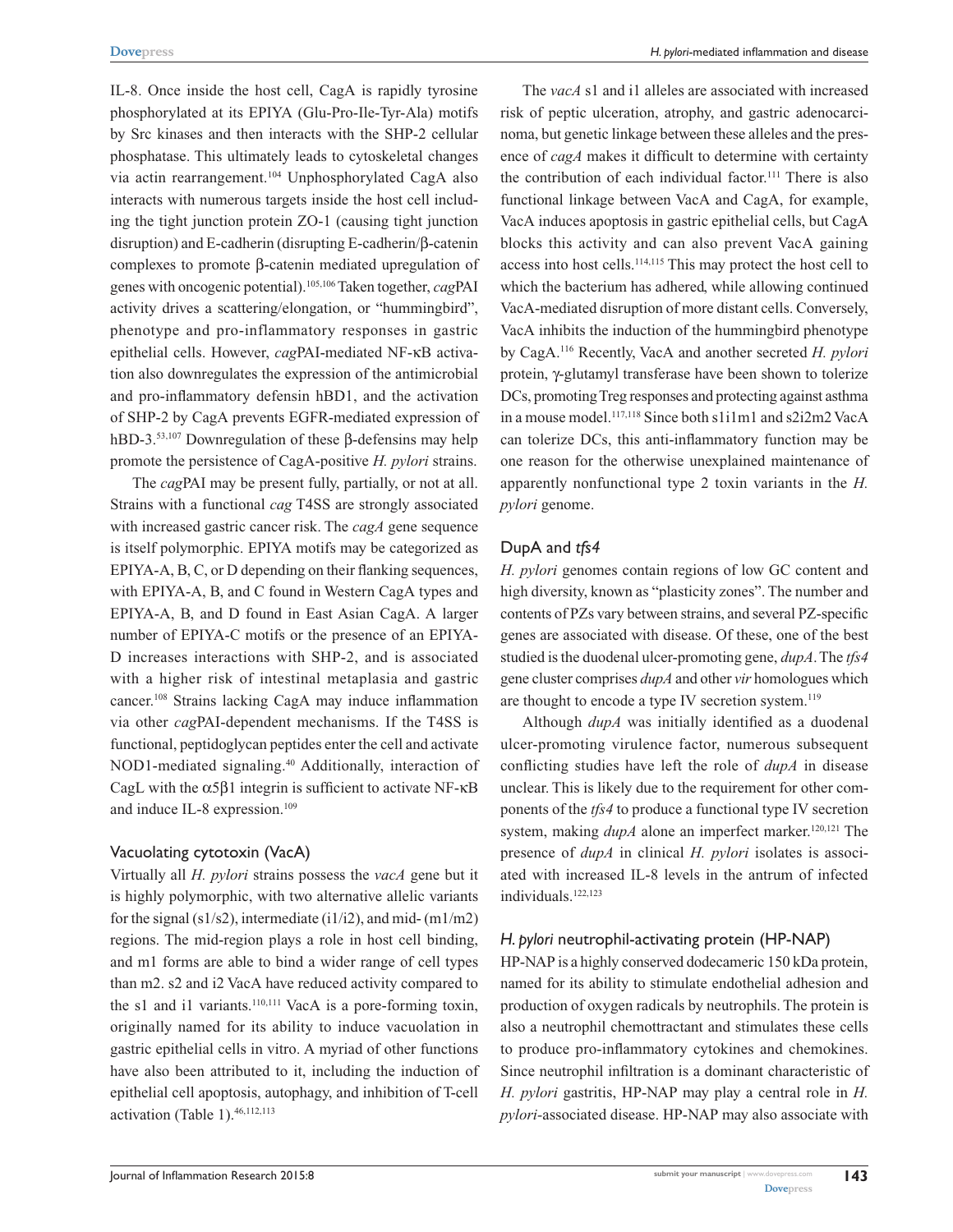IL-8. Once inside the host cell, CagA is rapidly tyrosine phosphorylated at its EPIYA (Glu-Pro-Ile-Tyr-Ala) motifs by Src kinases and then interacts with the SHP-2 cellular phosphatase. This ultimately leads to cytoskeletal changes via actin rearrangement.[104] Unphosphorylated CagA also interacts with numerous targets inside the host cell including the tight junction protein ZO-1 (causing tight junction disruption) and E-cadherin (disrupting E-cadherin/β-catenin complexes to promote β-catenin mediated upregulation of genes with oncogenic potential).[105,106] Taken together, *cag*PAI activity drives a scattering/elongation, or "hummingbird", phenotype and pro-inflammatory responses in gastric epithelial cells. However, *cag*PAI-mediated NF-κB activation also downregulates the expression of the antimicrobial and pro-inflammatory defensin hBD1, and the activation of SHP-2 by CagA prevents EGFR-mediated expression of hBD-3.[53,107] Downregulation of these β-defensins may help promote the persistence of CagA-positive *H. pylori* strains.

The *cag*PAI may be present fully, partially, or not at all. Strains with a functional *cag* T4SS are strongly associated with increased gastric cancer risk. The *cagA* gene sequence is itself polymorphic. EPIYA motifs may be categorized as EPIYA-A, B, C, or D depending on their flanking sequences, with EPIYA-A, B, and C found in Western CagA types and EPIYA-A, B, and D found in East Asian CagA. A larger number of EPIYA-C motifs or the presence of an EPIYA-D increases interactions with SHP-2, and is associated with a higher risk of intestinal metaplasia and gastric cancer.[108] Strains lacking CagA may induce inflammation via other *cag*PAI-dependent mechanisms. If the T4SS is functional, peptidoglycan peptides enter the cell and activate NOD1-mediated signaling.[40] Additionally, interaction of CagL with the $\alpha5\beta1$ integrin is sufficient to activate NF-κB and induce IL-8 expression.[109]

### Vacuolating cytotoxin (VacA)

Virtually all *H. pylori* strains possess the *vacA* gene but it is highly polymorphic, with two alternative allelic variants for the signal (s1/s2), intermediate (i1/i2), and mid- (m1/m2) regions. The mid-region plays a role in host cell binding, and m1 forms are able to bind a wider range of cell types than m2. s2 and i2 VacA have reduced activity compared to the s1 and i1 variants.[110,111] VacA is a pore-forming toxin, originally named for its ability to induce vacuolation in gastric epithelial cells in vitro. A myriad of other functions have also been attributed to it, including the induction of epithelial cell apoptosis, autophagy, and inhibition of T-cell activation (Table 1).[46,112,113]

The *vacA* s1 and i1 alleles are associated with increased risk of peptic ulceration, atrophy, and gastric adenocarcinoma, but genetic linkage between these alleles and the presence of *cagA* makes it difficult to determine with certainty the contribution of each individual factor.[111] There is also functional linkage between VacA and CagA, for example, VacA induces apoptosis in gastric epithelial cells, but CagA blocks this activity and can also prevent VacA gaining access into host cells.[114,115] This may protect the host cell to which the bacterium has adhered, while allowing continued VacA-mediated disruption of more distant cells. Conversely, VacA inhibits the induction of the hummingbird phenotype by CagA.[116] Recently, VacA and another secreted *H. pylori* protein, γ-glutamyl transferase have been shown to tolerize DCs, promoting Treg responses and protecting against asthma in a mouse model.[117,118] Since both s1i1m1 and s2i2m2 VacA can tolerize DCs, this anti-inflammatory function may be one reason for the otherwise unexplained maintenance of apparently nonfunctional type 2 toxin variants in the *H. pylori* genome.

### DupA and *tfs4*

*H. pylori* genomes contain regions of low GC content and high diversity, known as "plasticity zones". The number and contents of PZs vary between strains, and several PZ-specific genes are associated with disease. Of these, one of the best studied is the duodenal ulcer-promoting gene, *dupA*. The *tfs4* gene cluster comprises *dupA* and other *vir* homologues which are thought to encode a type IV secretion system.[119]

Although *dupA* was initially identified as a duodenal ulcer-promoting virulence factor, numerous subsequent conflicting studies have left the role of *dupA* in disease unclear. This is likely due to the requirement for other components of the *tfs4* to produce a functional type IV secretion system, making *dupA* alone an imperfect marker.[120,121] The presence of *dupA* in clinical *H. pylori* isolates is associated with increased IL-8 levels in the antrum of infected individuals.[122,123]

### *H. pylori* neutrophil-activating protein (HP-NAP)

HP-NAP is a highly conserved dodecameric 150 kDa protein, named for its ability to stimulate endothelial adhesion and production of oxygen radicals by neutrophils. The protein is also a neutrophil chemottractant and stimulates these cells to produce pro-inflammatory cytokines and chemokines. Since neutrophil infiltration is a dominant characteristic of *H. pylori* gastritis, HP-NAP may play a central role in *H. pylori*-associated disease. HP-NAP may also associate with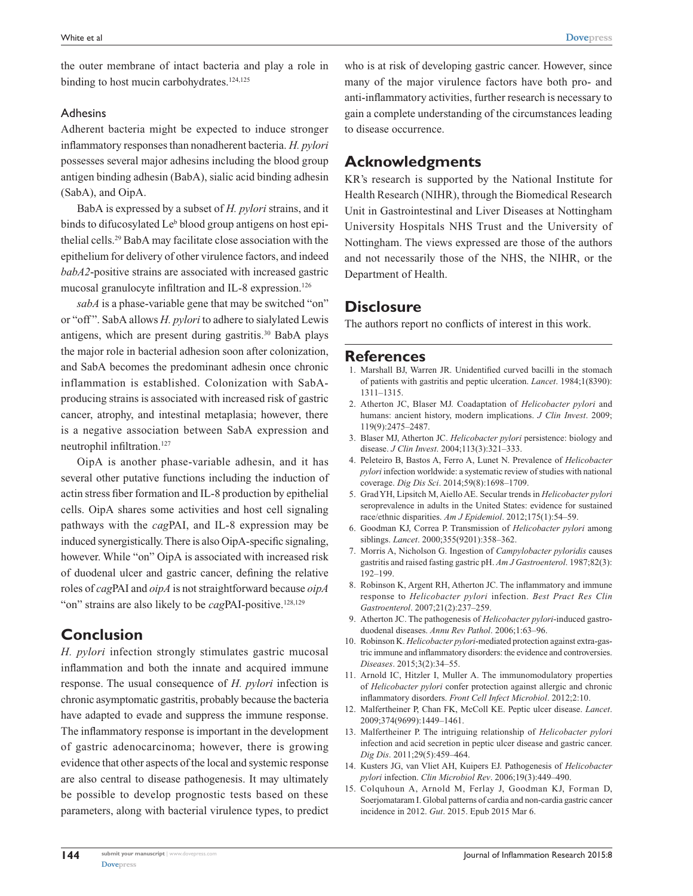the outer membrane of intact bacteria and play a role in binding to host mucin carbohydrates.[124,125]

### Adhesins

Adherent bacteria might be expected to induce stronger inflammatory responses than nonadherent bacteria. *H. pylori* possesses several major adhesins including the blood group antigen binding adhesin (BabA), sialic acid binding adhesin (SabA), and OipA.

BabA is expressed by a subset of *H. pylori* strains, and it binds to difucosylated $Le^b$ blood group antigens on host epithelial cells.[29] BabA may facilitate close association with the epithelium for delivery of other virulence factors, and indeed *babA2*-positive strains are associated with increased gastric mucosal granulocyte infiltration and IL-8 expression.[126]

*sabA* is a phase-variable gene that may be switched "on" or "off". SabA allows *H. pylori* to adhere to sialylated Lewis antigens, which are present during gastritis.[30] BabA plays the major role in bacterial adhesion soon after colonization, and SabA becomes the predominant adhesin once chronic inflammation is established. Colonization with SabA-producing strains is associated with increased risk of gastric cancer, atrophy, and intestinal metaplasia; however, there is a negative association between SabA expression and neutrophil infiltration.[127]

OipA is another phase-variable adhesin, and it has several other putative functions including the induction of actin stress fiber formation and IL-8 production by epithelial cells. OipA shares some activities and host cell signaling pathways with the *cag*PAI, and IL-8 expression may be induced synergistically. There is also OipA-specific signaling, however. While "on" OipA is associated with increased risk of duodenal ulcer and gastric cancer, defining the relative roles of *cag*PAI and *oipA* is not straightforward because *oipA* "on" strains are also likely to be *cag*PAI-positive.[128,129]

## Conclusion

*H. pylori* infection strongly stimulates gastric mucosal inflammation and both the innate and acquired immune response. The usual consequence of *H. pylori* infection is chronic asymptomatic gastritis, probably because the bacteria have adapted to evade and suppress the immune response. The inflammatory response is important in the development of gastric adenocarcinoma; however, there is growing evidence that other aspects of the local and systemic response are also central to disease pathogenesis. It may ultimately be possible to develop prognostic tests based on these parameters, along with bacterial virulence types, to predict who is at risk of developing gastric cancer. However, since many of the major virulence factors have both pro- and anti-inflammatory activities, further research is necessary to gain a complete understanding of the circumstances leading to disease occurrence.

## Acknowledgments

KR's research is supported by the National Institute for Health Research (NIHR), through the Biomedical Research Unit in Gastrointestinal and Liver Diseases at Nottingham University Hospitals NHS Trust and the University of Nottingham. The views expressed are those of the authors and not necessarily those of the NHS, the NIHR, or the Department of Health.

## Disclosure

The authors report no conflicts of interest in this work.

## References

1. Marshall BJ, Warren JR. Unidentified curved bacilli in the stomach of patients with gastritis and peptic ulceration. *Lancet*. 1984;1(8390): 1311–1315.
2. Atherton JC, Blaser MJ. Coadaptation of *Helicobacter pylori* and humans: ancient history, modern implications. *J Clin Invest*. 2009; 119(9):2475–2487.
3. Blaser MJ, Atherton JC. *Helicobacter pylori* persistence: biology and disease. *J Clin Invest*. 2004;113(3):321–333.
4. Peleteiro B, Bastos A, Ferro A, Lunet N. Prevalence of *Helicobacter pylori* infection worldwide: a systematic review of studies with national coverage. *Dig Dis Sci*. 2014;59(8):1698–1709.
5. Grad YH, Lipsitch M, Aiello AE. Secular trends in *Helicobacter pylori* seroprevalence in adults in the United States: evidence for sustained race/ethnic disparities. *Am J Epidemiol*. 2012;175(1):54–59.
6. Goodman KJ, Correa P. Transmission of *Helicobacter pylori* among siblings. *Lancet*. 2000;355(9201):358–362.
7. Morris A, Nicholson G. Ingestion of *Campylobacter pyloridis* causes gastritis and raised fasting gastric pH. *Am J Gastroenterol*. 1987;82(3): 192–199.
8. Robinson K, Argent RH, Atherton JC. The inflammatory and immune response to *Helicobacter pylori* infection. *Best Pract Res Clin Gastroenterol*. 2007;21(2):237–259.
9. Atherton JC. The pathogenesis of *Helicobacter pylori*-induced gastro-duodenal diseases. *Annu Rev Pathol*. 2006;1:63–96.
10. Robinson K. *Helicobacter pylori*-mediated protection against extra-gastric immune and inflammatory disorders: the evidence and controversies. *Diseases*. 2015;3(2):34–55.
11. Arnold IC, Hitzler I, Muller A. The immunomodulatory properties of *Helicobacter pylori* confer protection against allergic and chronic inflammatory disorders. *Front Cell Infect Microbiol*. 2012;2:10.
12. Malfertheiner P, Chan FK, McColl KE. Peptic ulcer disease. *Lancet*. 2009;374(9699):1449–1461.
13. Malfertheiner P. The intriguing relationship of *Helicobacter pylori* infection and acid secretion in peptic ulcer disease and gastric cancer. *Dig Dis*. 2011;29(5):459–464.
14. Kusters JG, van Vliet AH, Kuipers EJ. Pathogenesis of *Helicobacter pylori* infection. *Clin Microbiol Rev*. 2006;19(3):449–490.
15. Colquhoun A, Arnold M, Ferlay J, Goodman KJ, Forman D, Soerjomataram I. Global patterns of cardia and non-cardia gastric cancer incidence in 2012. *Gut*. 2015. Epub 2015 Mar 6.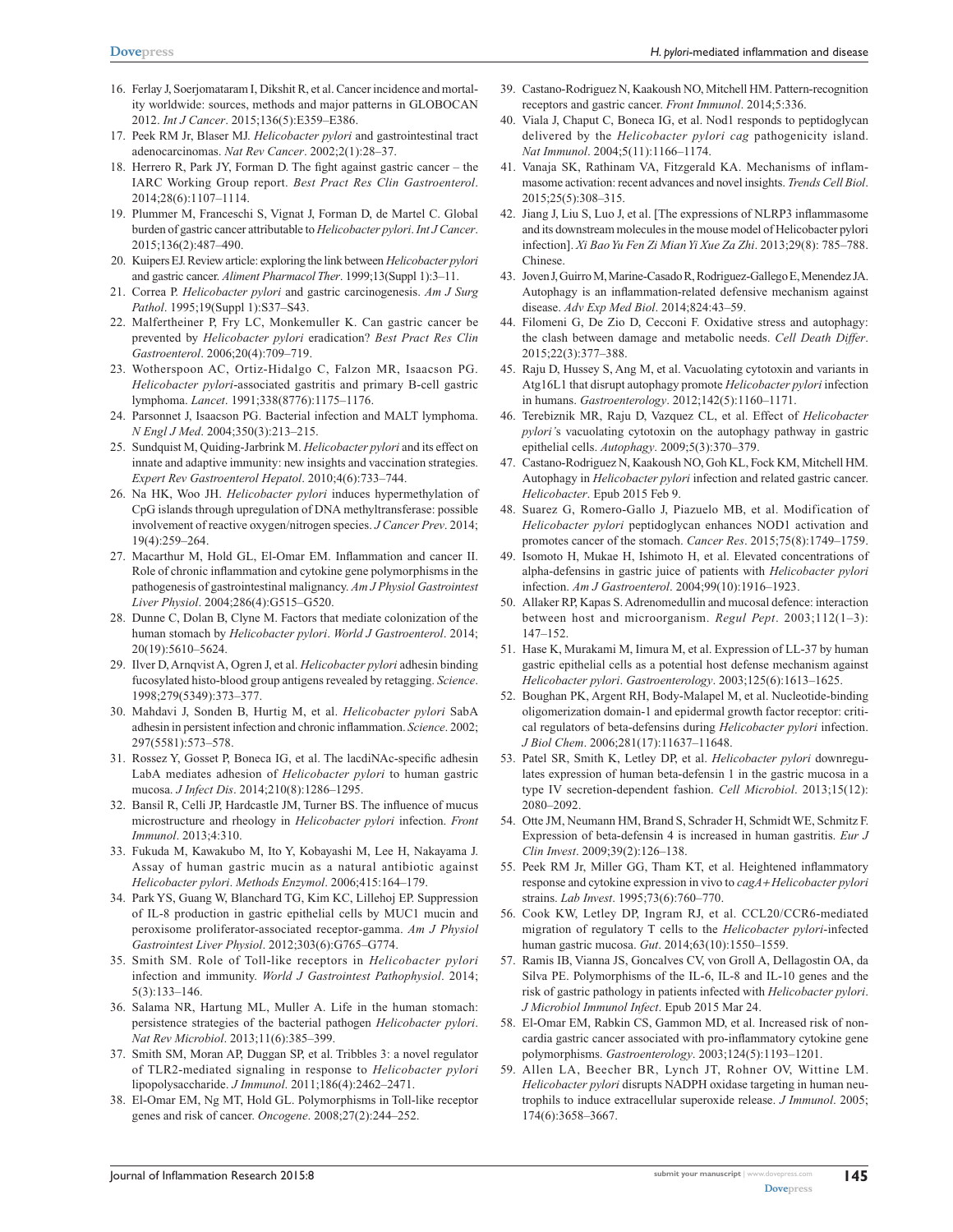16. Ferlay J, Soerjomataram I, Dikshit R, et al. Cancer incidence and mortality worldwide: sources, methods and major patterns in GLOBOCAN 2012. *Int J Cancer*. 2015;136(5):E359–E386.
17. Peek RM Jr, Blaser MJ. *Helicobacter pylori* and gastrointestinal tract adenocarcinomas. *Nat Rev Cancer*. 2002;2(1):28–37.
18. Herrero R, Park JY, Forman D. The fight against gastric cancer – the IARC Working Group report. *Best Pract Res Clin Gastroenterol*. 2014;28(6):1107–1114.
19. Plummer M, Franceschi S, Vignat J, Forman D, de Martel C. Global burden of gastric cancer attributable to *Helicobacter pylori*. *Int J Cancer*. 2015;136(2):487–490.
20. Kuipers EJ. Review article: exploring the link between *Helicobacter pylori* and gastric cancer. *Aliment Pharmacol Ther*. 1999;13(Suppl 1):3–11.
21. Correa P. *Helicobacter pylori* and gastric carcinogenesis. *Am J Surg Pathol*. 1995;19(Suppl 1):S37–S43.
22. Malfertheiner P, Fry LC, Monkemuller K. Can gastric cancer be prevented by *Helicobacter pylori* eradication? *Best Pract Res Clin Gastroenterol*. 2006;20(4):709–719.
23. Wotherspoon AC, Ortiz-Hidalgo C, Falzon MR, Isaacson PG. *Helicobacter pylori*-associated gastritis and primary B-cell gastric lymphoma. *Lancet*. 1991;338(8776):1175–1176.
24. Parsonnet J, Isaacson PG. Bacterial infection and MALT lymphoma. *N Engl J Med*. 2004;350(3):213–215.
25. Sundquist M, Quiding-Jarbrink M. *Helicobacter pylori* and its effect on innate and adaptive immunity: new insights and vaccination strategies. *Expert Rev Gastroenterol Hepatol*. 2010;4(6):733–744.
26. Na HK, Woo JH. *Helicobacter pylori* induces hypermethylation of CpG islands through upregulation of DNA methyltransferase: possible involvement of reactive oxygen/nitrogen species. *J Cancer Prev*. 2014;19(4):259–264.
27. Macarthur M, Hold GL, El-Omar EM. Inflammation and cancer II. Role of chronic inflammation and cytokine gene polymorphisms in the pathogenesis of gastrointestinal malignancy. *Am J Physiol Gastrointest Liver Physiol*. 2004;286(4):G515–G520.
28. Dunne C, Dolan B, Clyne M. Factors that mediate colonization of the human stomach by *Helicobacter pylori*. *World J Gastroenterol*. 2014;20(19):5610–5624.
29. Ilver D, Arnqvist A, Ogren J, et al. *Helicobacter pylori* adhesin binding fucosylated histo-blood group antigens revealed by retagging. *Science*. 1998;279(5349):373–377.
30. Mahdavi J, Sonden B, Hurtig M, et al. *Helicobacter pylori* SabA adhesin in persistent infection and chronic inflammation. *Science*. 2002;297(5581):573–578.
31. Rossez Y, Gosset P, Boneca IG, et al. The lacdiNAc-specific adhesin LabA mediates adhesion of *Helicobacter pylori* to human gastric mucosa. *J Infect Dis*. 2014;210(8):1286–1295.
32. Bansil R, Celli JP, Hardcastle JM, Turner BS. The influence of mucus microstructure and rheology in *Helicobacter pylori* infection. *Front Immunol*. 2013;4:310.
33. Fukuda M, Kawakubo M, Ito Y, Kobayashi M, Lee H, Nakayama J. Assay of human gastric mucin as a natural antibiotic against *Helicobacter pylori*. *Methods Enzymol*. 2006;415:164–179.
34. Park YS, Guang W, Blanchard TG, Kim KC, Lillehoj EP. Suppression of IL-8 production in gastric epithelial cells by MUC1 mucin and peroxisome proliferator-associated receptor-gamma. *Am J Physiol Gastrointest Liver Physiol*. 2012;303(6):G765–G774.
35. Smith SM. Role of Toll-like receptors in *Helicobacter pylori* infection and immunity. *World J Gastrointest Pathophysiol*. 2014;5(3):133–146.
36. Salama NR, Hartung ML, Muller A. Life in the human stomach: persistence strategies of the bacterial pathogen *Helicobacter pylori*. *Nat Rev Microbiol*. 2013;11(6):385–399.
37. Smith SM, Moran AP, Duggan SP, et al. Tribbles 3: a novel regulator of TLR2-mediated signaling in response to *Helicobacter pylori* lipopolysaccharide. *J Immunol*. 2011;186(4):2462–2471.
38. El-Omar EM, Ng MT, Hold GL. Polymorphisms in Toll-like receptor genes and risk of cancer. *Oncogene*. 2008;27(2):244–252.
39. Castano-Rodriguez N, Kaakoush NO, Mitchell HM. Pattern-recognition receptors and gastric cancer. *Front Immunol*. 2014;5:336.
40. Viala J, Chaput C, Boneca IG, et al. Nod1 responds to peptidoglycan delivered by the *Helicobacter pylori cag* pathogenicity island. *Nat Immunol*. 2004;5(11):1166–1174.
41. Vanaja SK, Rathinam VA, Fitzgerald KA. Mechanisms of inflammasome activation: recent advances and novel insights. *Trends Cell Biol*. 2015;25(5):308–315.
42. Jiang J, Liu S, Luo J, et al. [The expressions of NLRP3 inflammasome and its downstream molecules in the mouse model of Helicobacter pylori infection]. *Xi Bao Yu Fen Zi Mian Yi Xue Za Zhi*. 2013;29(8): 785–788. Chinese.
43. Joven J, Guirro M, Marine-Casado R, Rodriguez-Gallego E, Menendez JA. Autophagy is an inflammation-related defensive mechanism against disease. *Adv Exp Med Biol*. 2014;824:43–59.
44. Filomeni G, De Zio D, Cecconi F. Oxidative stress and autophagy: the clash between damage and metabolic needs. *Cell Death Differ*. 2015;22(3):377–388.
45. Raju D, Hussey S, Ang M, et al. Vacuolating cytotoxin and variants in Atg16L1 that disrupt autophagy promote *Helicobacter pylori* infection in humans. *Gastroenterology*. 2012;142(5):1160–1171.
46. Terebiznik MR, Raju D, Vazquez CL, et al. Effect of *Helicobacter pylori's* vacuolating cytotoxin on the autophagy pathway in gastric epithelial cells. *Autophagy*. 2009;5(3):370–379.
47. Castano-Rodriguez N, Kaakoush NO, Goh KL, Fock KM, Mitchell HM. Autophagy in *Helicobacter pylori* infection and related gastric cancer. *Helicobacter*. Epub 2015 Feb 9.
48. Suarez G, Romero-Gallo J, Piazuelo MB, et al. Modification of *Helicobacter pylori* peptidoglycan enhances NOD1 activation and promotes cancer of the stomach. *Cancer Res*. 2015;75(8):1749–1759.
49. Isomoto H, Mukae H, Ishimoto H, et al. Elevated concentrations of alpha-defensins in gastric juice of patients with *Helicobacter pylori* infection. *Am J Gastroenterol*. 2004;99(10):1916–1923.
50. Allaker RP, Kapas S. Adrenomedullin and mucosal defence: interaction between host and microorganism. *Regul Pept*. 2003;112(1–3): 147–152.
51. Hase K, Murakami M, Iimura M, et al. Expression of LL-37 by human gastric epithelial cells as a potential host defense mechanism against *Helicobacter pylori*. *Gastroenterology*. 2003;125(6):1613–1625.
52. Boughan PK, Argent RH, Body-Malapel M, et al. Nucleotide-binding oligomerization domain-1 and epidermal growth factor receptor: critical regulators of beta-defensins during *Helicobacter pylori* infection. *J Biol Chem*. 2006;281(17):11637–11648.
53. Patel SR, Smith K, Letley DP, et al. *Helicobacter pylori* downregulates expression of human beta-defensin 1 in the gastric mucosa in a type IV secretion-dependent fashion. *Cell Microbiol*. 2013;15(12): 2080–2092.
54. Otte JM, Neumann HM, Brand S, Schrader H, Schmidt WE, Schmitz F. Expression of beta-defensin 4 is increased in human gastritis. *Eur J Clin Invest*. 2009;39(2):126–138.
55. Peek RM Jr, Miller GG, Tham KT, et al. Heightened inflammatory response and cytokine expression in vivo to *cagA+ Helicobacter pylori* strains. *Lab Invest*. 1995;73(6):760–770.
56. Cook KW, Letley DP, Ingram RJ, et al. CCL20/CCR6-mediated migration of regulatory T cells to the *Helicobacter pylori*-infected human gastric mucosa. *Gut*. 2014;63(10):1550–1559.
57. Ramis IB, Vianna JS, Goncalves CV, von Groll A, Dellagostin OA, da Silva PE. Polymorphisms of the IL-6, IL-8 and IL-10 genes and the risk of gastric pathology in patients infected with *Helicobacter pylori*. *J Microbiol Immunol Infect*. Epub 2015 Mar 24.
58. El-Omar EM, Rabkin CS, Gammon MD, et al. Increased risk of noncardia gastric cancer associated with pro-inflammatory cytokine gene polymorphisms. *Gastroenterology*. 2003;124(5):1193–1201.
59. Allen LA, Beecher BR, Lynch JT, Rohner OV, Wittine LM. *Helicobacter pylori* disrupts NADPH oxidase targeting in human neutrophils to induce extracellular superoxide release. *J Immunol*. 2005;174(6):3658–3667.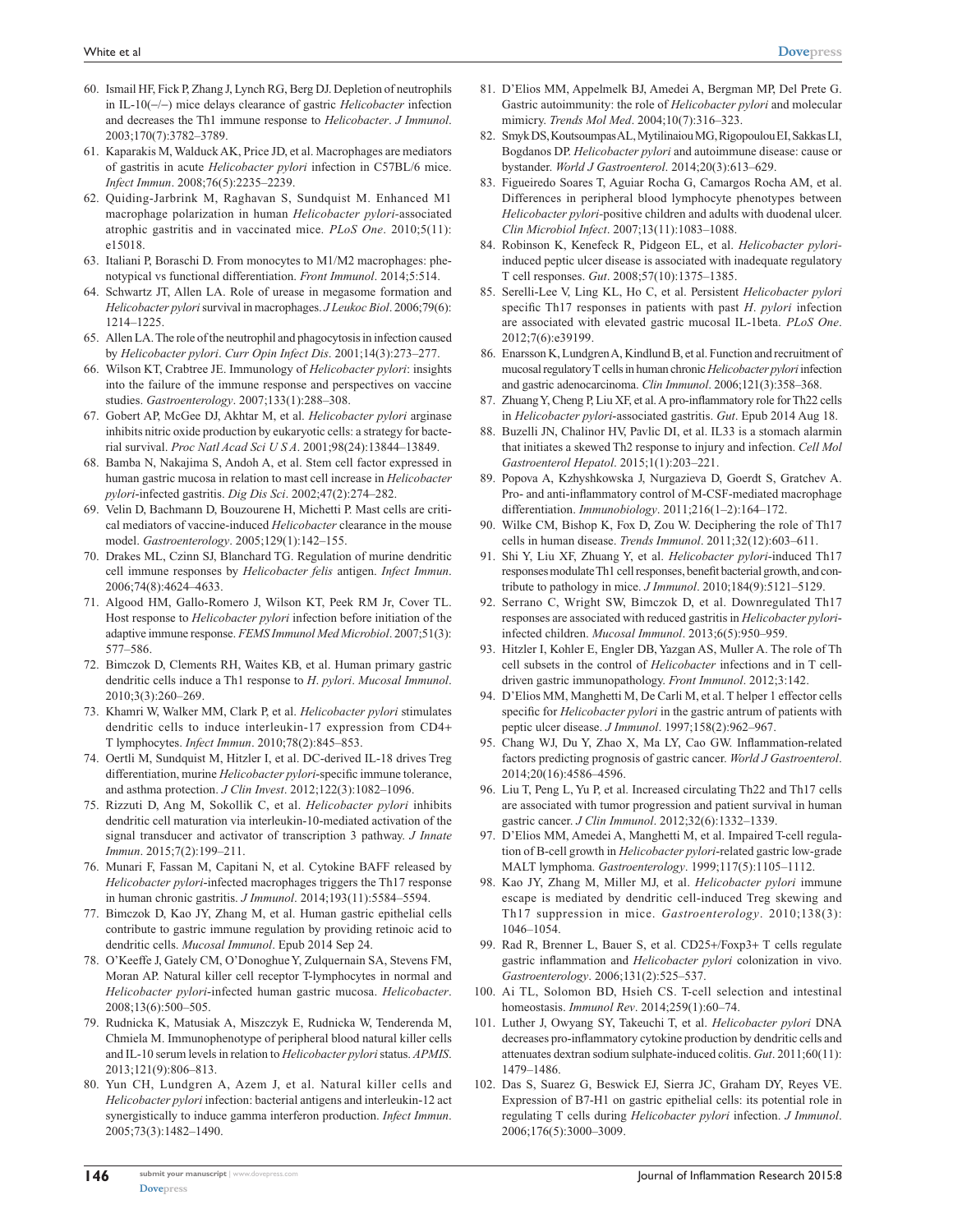60. Ismail HF, Fick P, Zhang J, Lynch RG, Berg DJ. Depletion of neutrophils in IL-10(−/−) mice delays clearance of gastric *Helicobacter* infection and decreases the Th1 immune response to *Helicobacter*. *J Immunol*. 2003;170(7):3782–3789.
61. Kaparakis M, Walduck AK, Price JD, et al. Macrophages are mediators of gastritis in acute *Helicobacter pylori* infection in C57BL/6 mice. *Infect Immun*. 2008;76(5):2235–2239.
62. Quiding-Jarbrink M, Raghavan S, Sundquist M. Enhanced M1 macrophage polarization in human *Helicobacter pylori*-associated atrophic gastritis and in vaccinated mice. *PLoS One*. 2010;5(11): e15018.
63. Italiani P, Boraschi D. From monocytes to M1/M2 macrophages: phenotypical vs functional differentiation. *Front Immunol*. 2014;5:514.
64. Schwartz JT, Allen LA. Role of urease in megasome formation and *Helicobacter pylori* survival in macrophages. *J Leukoc Biol*. 2006;79(6): 1214–1225.
65. Allen LA. The role of the neutrophil and phagocytosis in infection caused by *Helicobacter pylori*. *Curr Opin Infect Dis*. 2001;14(3):273–277.
66. Wilson KT, Crabtree JE. Immunology of *Helicobacter pylori*: insights into the failure of the immune response and perspectives on vaccine studies. *Gastroenterology*. 2007;133(1):288–308.
67. Gobert AP, McGee DJ, Akhtar M, et al. *Helicobacter pylori* arginase inhibits nitric oxide production by eukaryotic cells: a strategy for bacterial survival. *Proc Natl Acad Sci U S A*. 2001;98(24):13844–13849.
68. Bamba N, Nakajima S, Andoh A, et al. Stem cell factor expressed in human gastric mucosa in relation to mast cell increase in *Helicobacter pylori*-infected gastritis. *Dig Dis Sci*. 2002;47(2):274–282.
69. Velin D, Bachmann D, Bouzourene H, Michetti P. Mast cells are critical mediators of vaccine-induced *Helicobacter* clearance in the mouse model. *Gastroenterology*. 2005;129(1):142–155.
70. Drakes ML, Czinn SJ, Blanchard TG. Regulation of murine dendritic cell immune responses by *Helicobacter felis* antigen. *Infect Immun*. 2006;74(8):4624–4633.
71. Algood HM, Gallo-Romero J, Wilson KT, Peek RM Jr, Cover TL. Host response to *Helicobacter pylori* infection before initiation of the adaptive immune response. *FEMS Immunol Med Microbiol*. 2007;51(3): 577–586.
72. Bimczok D, Clements RH, Waites KB, et al. Human primary gastric dendritic cells induce a Th1 response to *H. pylori*. *Mucosal Immunol*. 2010;3(3):260–269.
73. Khamri W, Walker MM, Clark P, et al. *Helicobacter pylori* stimulates dendritic cells to induce interleukin-17 expression from CD4+ T lymphocytes. *Infect Immun*. 2010;78(2):845–853.
74. Oertli M, Sundquist M, Hitzler I, et al. DC-derived IL-18 drives Treg differentiation, murine *Helicobacter pylori*-specific immune tolerance, and asthma protection. *J Clin Invest*. 2012;122(3):1082–1096.
75. Rizzuti D, Ang M, Sokollik C, et al. *Helicobacter pylori* inhibits dendritic cell maturation via interleukin-10-mediated activation of the signal transducer and activator of transcription 3 pathway. *J Innate Immun*. 2015;7(2):199–211.
76. Munari F, Fassan M, Capitani N, et al. Cytokine BAFF released by *Helicobacter pylori*-infected macrophages triggers the Th17 response in human chronic gastritis. *J Immunol*. 2014;193(11):5584–5594.
77. Bimczok D, Kao JY, Zhang M, et al. Human gastric epithelial cells contribute to gastric immune regulation by providing retinoic acid to dendritic cells. *Mucosal Immunol*. Epub 2014 Sep 24.
78. O'Keeffe J, Gately CM, O'Donoghue Y, Zulquernain SA, Stevens FM, Moran AP. Natural killer cell receptor T-lymphocytes in normal and *Helicobacter pylori*-infected human gastric mucosa. *Helicobacter*. 2008;13(6):500–505.
79. Rudnicka K, Matusiak A, Miszczyk E, Rudnicka W, Tenderenda M, Chmiela M. Immunophenotype of peripheral blood natural killer cells and IL-10 serum levels in relation to *Helicobacter pylori* status. *APMIS*. 2013;121(9):806–813.
80. Yun CH, Lundgren A, Azem J, et al. Natural killer cells and *Helicobacter pylori* infection: bacterial antigens and interleukin-12 act synergistically to induce gamma interferon production. *Infect Immun*. 2005;73(3):1482–1490.
81. D'Elios MM, Appelmelk BJ, Amedei A, Bergman MP, Del Prete G. Gastric autoimmunity: the role of *Helicobacter pylori* and molecular mimicry. *Trends Mol Med*. 2004;10(7):316–323.
82. Smyk DS, Koutsoumpas AL, Mytilinaiou MG, Rigopoulou EI, Sakkas LI, Bogdanos DP. *Helicobacter pylori* and autoimmune disease: cause or bystander. *World J Gastroenterol*. 2014;20(3):613–629.
83. Figueiredo Soares T, Aguiar Rocha G, Camargos Rocha AM, et al. Differences in peripheral blood lymphocyte phenotypes between *Helicobacter pylori*-positive children and adults with duodenal ulcer. *Clin Microbiol Infect*. 2007;13(11):1083–1088.
84. Robinson K, Kenefeck R, Pidgeon EL, et al. *Helicobacter pylori*-induced peptic ulcer disease is associated with inadequate regulatory T cell responses. *Gut*. 2008;57(10):1375–1385.
85. Serelli-Lee V, Ling KL, Ho C, et al. Persistent *Helicobacter pylori* specific Th17 responses in patients with past *H. pylori* infection are associated with elevated gastric mucosal IL-1beta. *PLoS One*. 2012;7(6):e39199.
86. Enarsson K, Lundgren A, Kindlund B, et al. Function and recruitment of mucosal regulatory T cells in human chronic *Helicobacter pylori* infection and gastric adenocarcinoma. *Clin Immunol*. 2006;121(3):358–368.
87. Zhuang Y, Cheng P, Liu XF, et al. A pro-inflammatory role for Th22 cells in *Helicobacter pylori*-associated gastritis. *Gut*. Epub 2014 Aug 18.
88. Buzelli JN, Chalinor HV, Pavlic DI, et al. IL33 is a stomach alarmin that initiates a skewed Th2 response to injury and infection. *Cell Mol Gastroenterol Hepatol*. 2015;1(1):203–221.
89. Popova A, Kzhyshkowska J, Nurgazieva D, Goerdt S, Gratchev A. Pro- and anti-inflammatory control of M-CSF-mediated macrophage differentiation. *Immunobiology*. 2011;216(1–2):164–172.
90. Wilke CM, Bishop K, Fox D, Zou W. Deciphering the role of Th17 cells in human disease. *Trends Immunol*. 2011;32(12):603–611.
91. Shi Y, Liu XF, Zhuang Y, et al. *Helicobacter pylori*-induced Th17 responses modulate Th1 cell responses, benefit bacterial growth, and contribute to pathology in mice. *J Immunol*. 2010;184(9):5121–5129.
92. Serrano C, Wright SW, Bimczok D, et al. Downregulated Th17 responses are associated with reduced gastritis in *Helicobacter pylori*-infected children. *Mucosal Immunol*. 2013;6(5):950–959.
93. Hitzler I, Kohler E, Engler DB, Yazgan AS, Muller A. The role of Th cell subsets in the control of *Helicobacter* infections and in T cell-driven gastric immunopathology. *Front Immunol*. 2012;3:142.
94. D'Elios MM, Manghetti M, De Carli M, et al. T helper 1 effector cells specific for *Helicobacter pylori* in the gastric antrum of patients with peptic ulcer disease. *J Immunol*. 1997;158(2):962–967.
95. Chang WJ, Du Y, Zhao X, Ma LY, Cao GW. Inflammation-related factors predicting prognosis of gastric cancer. *World J Gastroenterol*. 2014;20(16):4586–4596.
96. Liu T, Peng L, Yu P, et al. Increased circulating Th22 and Th17 cells are associated with tumor progression and patient survival in human gastric cancer. *J Clin Immunol*. 2012;32(6):1332–1339.
97. D'Elios MM, Amedei A, Manghetti M, et al. Impaired T-cell regulation of B-cell growth in *Helicobacter pylori*-related gastric low-grade MALT lymphoma. *Gastroenterology*. 1999;117(5):1105–1112.
98. Kao JY, Zhang M, Miller MJ, et al. *Helicobacter pylori* immune escape is mediated by dendritic cell-induced Treg skewing and Th17 suppression in mice. *Gastroenterology*. 2010;138(3): 1046–1054.
99. Rad R, Brenner L, Bauer S, et al. CD25+/Foxp3+ T cells regulate gastric inflammation and *Helicobacter pylori* colonization in vivo. *Gastroenterology*. 2006;131(2):525–537.
100. Ai TL, Solomon BD, Hsieh CS. T-cell selection and intestinal homeostasis. *Immunol Rev*. 2014;259(1):60–74.
101. Luther J, Owyang SY, Takeuchi T, et al. *Helicobacter pylori* DNA decreases pro-inflammatory cytokine production by dendritic cells and attenuates dextran sodium sulphate-induced colitis. *Gut*. 2011;60(11): 1479–1486.
102. Das S, Suarez G, Beswick EJ, Sierra JC, Graham DY, Reyes VE. Expression of B7-H1 on gastric epithelial cells: its potential role in regulating T cells during *Helicobacter pylori* infection. *J Immunol*. 2006;176(5):3000–3009.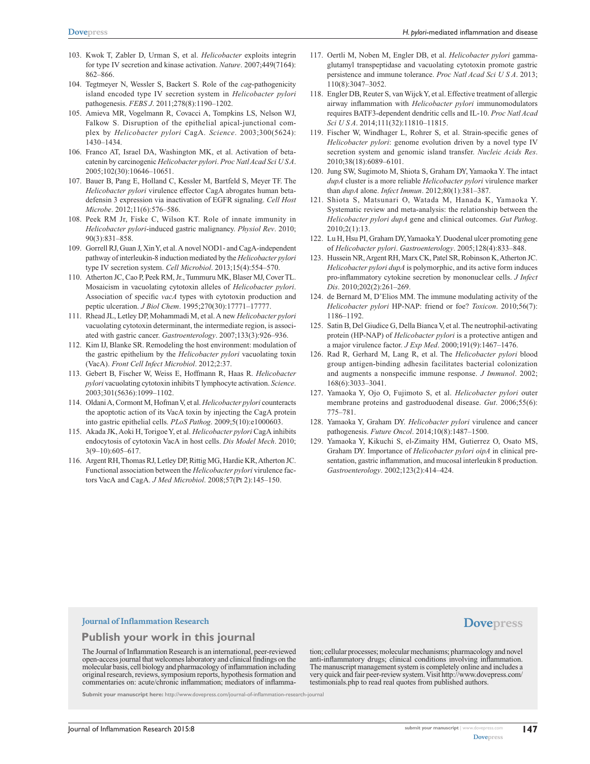103. Kwok T, Zabler D, Urman S, et al. *Helicobacter* exploits integrin for type IV secretion and kinase activation. *Nature*. 2007;449(7164):862–866.
104. Tegtmeyer N, Wessler S, Backert S. Role of the *cag*-pathogenicity island encoded type IV secretion system in *Helicobacter pylori* pathogenesis. *FEBS J*. 2011;278(8):1190–1202.
105. Amieva MR, Vogelmann R, Covacci A, Tompkins LS, Nelson WJ, Falkow S. Disruption of the epithelial apical-junctional complex by *Helicobacter pylori* CagA. *Science*. 2003;300(5624):1430–1434.
106. Franco AT, Israel DA, Washington MK, et al. Activation of beta-catenin by carcinogenic *Helicobacter pylori*. *Proc Natl Acad Sci U S A*. 2005;102(30):10646–10651.
107. Bauer B, Pang E, Holland C, Kessler M, Bartfeld S, Meyer TF. The *Helicobacter pylori* virulence effector CagA abrogates human beta-defensin 3 expression via inactivation of EGFR signaling. *Cell Host Microbe*. 2012;11(6):576–586.
108. Peek RM Jr, Fiske C, Wilson KT. Role of innate immunity in *Helicobacter pylori*-induced gastric malignancy. *Physiol Rev*. 2010;90(3):831–858.
109. Gorrell RJ, Guan J, Xin Y, et al. A novel NOD1- and CagA-independent pathway of interleukin-8 induction mediated by the *Helicobacter pylori* type IV secretion system. *Cell Microbiol*. 2013;15(4):554–570.
110. Atherton JC, Cao P, Peek RM, Jr., Tummuru MK, Blaser MJ, Cover TL. Mosaicism in vacuolating cytotoxin alleles of *Helicobacter pylori*. Association of specific *vacA* types with cytotoxin production and peptic ulceration. *J Biol Chem*. 1995;270(30):17771–17777.
111. Rhead JL, Letley DP, Mohammadi M, et al. A new *Helicobacter pylori* vacuolating cytotoxin determinant, the intermediate region, is associated with gastric cancer. *Gastroenterology*. 2007;133(3):926–936.
112. Kim IJ, Blanke SR. Remodeling the host environment: modulation of the gastric epithelium by the *Helicobacter pylori* vacuolating toxin (VacA). *Front Cell Infect Microbiol*. 2012;2:37.
113. Gebert B, Fischer W, Weiss E, Hoffmann R, Haas R. *Helicobacter pylori* vacuolating cytotoxin inhibits T lymphocyte activation. *Science*. 2003;301(5636):1099–1102.
114. Oldani A, Cormont M, Hofman V, et al. *Helicobacter pylori* counteracts the apoptotic action of its VacA toxin by injecting the CagA protein into gastric epithelial cells. *PLoS Pathog*. 2009;5(10):e1000603.
115. Akada JK, Aoki H, Torigoe Y, et al. *Helicobacter pylori* CagA inhibits endocytosis of cytotoxin VacA in host cells. *Dis Model Mech*. 2010;3(9–10):605–617.
116. Argent RH, Thomas RJ, Letley DP, Rittig MG, Hardie KR, Atherton JC. Functional association between the *Helicobacter pylori* virulence factors VacA and CagA. *J Med Microbiol*. 2008;57(Pt 2):145–150.
117. Oertli M, Noben M, Engler DB, et al. *Helicobacter pylori* gamma-glutamyl transpeptidase and vacuolating cytotoxin promote gastric persistence and immune tolerance. *Proc Natl Acad Sci U S A*. 2013;110(8):3047–3052.
118. Engler DB, Reuter S, van Wijck Y, et al. Effective treatment of allergic airway inflammation with *Helicobacter pylori* immunomodulators requires BATF3-dependent dendritic cells and IL-10. *Proc Natl Acad Sci U S A*. 2014;111(32):11810–11815.
119. Fischer W, Windhager L, Rohrer S, et al. Strain-specific genes of *Helicobacter pylori*: genome evolution driven by a novel type IV secretion system and genomic island transfer. *Nucleic Acids Res*. 2010;38(18):6089–6101.
120. Jung SW, Sugimoto M, Shiota S, Graham DY, Yamaoka Y. The intact *dupA* cluster is a more reliable *Helicobacter pylori* virulence marker than *dupA* alone. *Infect Immun*. 2012;80(1):381–387.
121. Shiota S, Matsunari O, Watada M, Hanada K, Yamaoka Y. Systematic review and meta-analysis: the relationship between the *Helicobacter pylori dupA* gene and clinical outcomes. *Gut Pathog*. 2010;2(1):13.
122. Lu H, Hsu PI, Graham DY, Yamaoka Y. Duodenal ulcer promoting gene of *Helicobacter pylori*. *Gastroenterology*. 2005;128(4):833–848.
123. Hussein NR, Argent RH, Marx CK, Patel SR, Robinson K, Atherton JC. *Helicobacter pylori dupA* is polymorphic, and its active form induces pro-inflammatory cytokine secretion by mononuclear cells. *J Infect Dis*. 2010;202(2):261–269.
124. de Bernard M, D'Elios MM. The immune modulating activity of the *Helicobacter pylori* HP-NAP: friend or foe? *Toxicon*. 2010;56(7):1186–1192.
125. Satin B, Del Giudice G, Della Bianca V, et al. The neutrophil-activating protein (HP-NAP) of *Helicobacter pylori* is a protective antigen and a major virulence factor. *J Exp Med*. 2000;191(9):1467–1476.
126. Rad R, Gerhard M, Lang R, et al. The *Helicobacter pylori* blood group antigen-binding adhesin facilitates bacterial colonization and augments a nonspecific immune response. *J Immunol*. 2002;168(6):3033–3041.
127. Yamaoka Y, Ojo O, Fujimoto S, et al. *Helicobacter pylori* outer membrane proteins and gastroduodenal disease. *Gut*. 2006;55(6):775–781.
128. Yamaoka Y, Graham DY. *Helicobacter pylori* virulence and cancer pathogenesis. *Future Oncol*. 2014;10(8):1487–1500.
129. Yamaoka Y, Kikuchi S, el-Zimaity HM, Gutierrez O, Osato MS, Graham DY. Importance of *Helicobacter pylori oipA* in clinical presentation, gastric inflammation, and mucosal interleukin 8 production. *Gastroenterology*. 2002;123(2):414–424.

**Journal of Inflammation Research**

**Publish your work in this journal**

The Journal of Inflammation Research is an international, peer-reviewed open-access journal that welcomes laboratory and clinical findings on the molecular basis, cell biology and pharmacology of inflammation including original research, reviews, symposium reports, hypothesis formation and commentaries on: acute/chronic inflammation; mediators of inflammation; cellular processes; molecular mechanisms; pharmacology and novel anti-inflammatory drugs; clinical conditions involving inflammation. The manuscript management system is completely online and includes a very quick and fair peer-review system. Visit http://www.dovepress.com/testimonials.php to read real quotes from published authors.

**Submit your manuscript here:** http://www.dovepress.com/journal-of-inflammation-research-journal